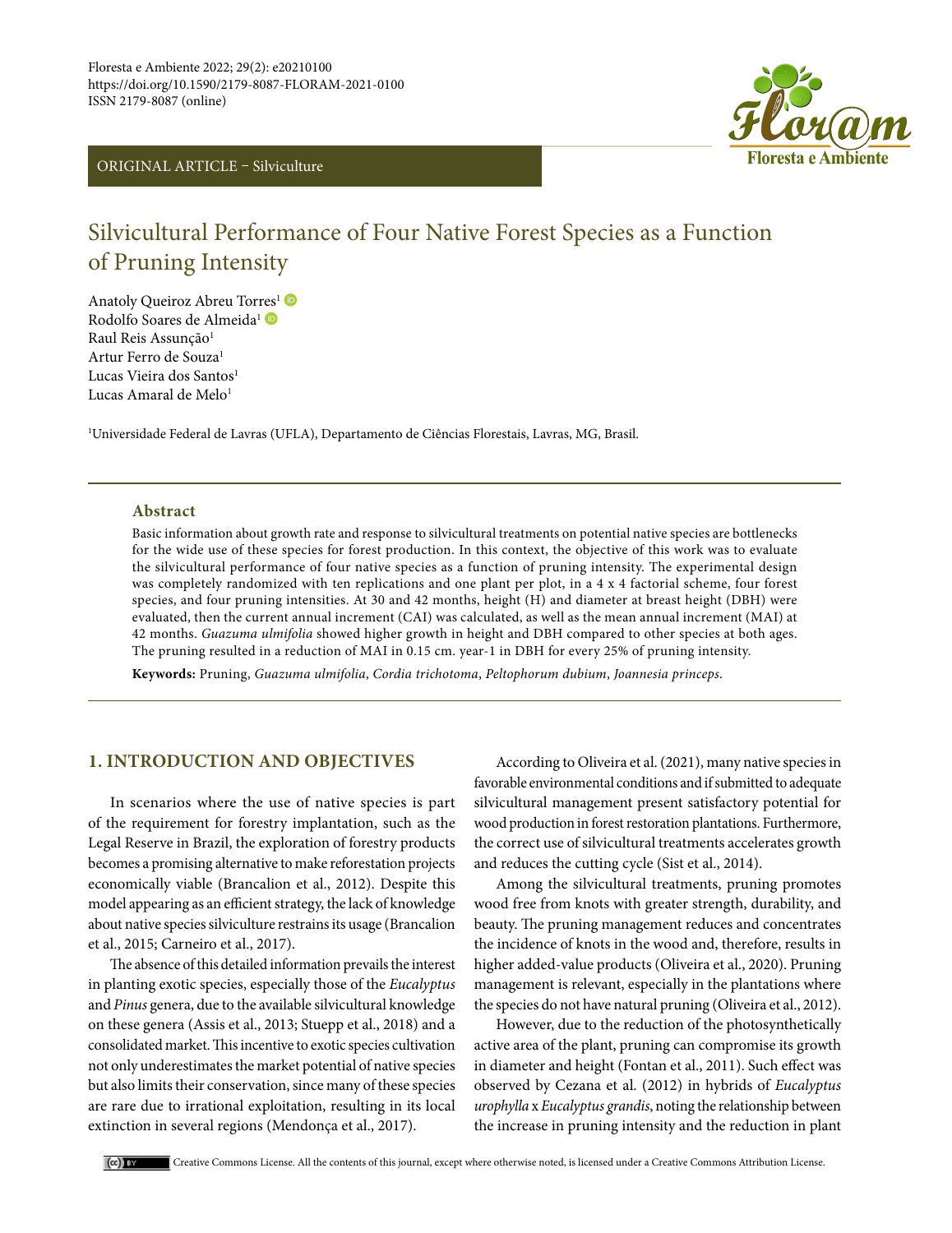Floresta e Ambiente 2022; 29(2): e20210100
https://doi.org/10.1590/2179-8087-FLORAM-2021-0100
ISSN 2179-8087 (online)

ORIGINAL ARTICLE – Silviculture

# Silvicultural Performance of Four Native Forest Species as a Function of Pruning Intensity

Anatoly Queiroz Abreu Torres[1]
Rodolfo Soares de Almeida[1]
Raul Reis Assunção[1]
Artur Ferro de Souza[1]
Lucas Vieira dos Santos[1]
Lucas Amaral de Melo[1]

[1]Universidade Federal de Lavras (UFLA), Departamento de Ciências Florestais, Lavras, MG, Brasil.

### Abstract

Basic information about growth rate and response to silvicultural treatments on potential native species are bottlenecks for the wide use of these species for forest production. In this context, the objective of this work was to evaluate the silvicultural performance of four native species as a function of pruning intensity. The experimental design was completely randomized with ten replications and one plant per plot, in a 4 x 4 factorial scheme, four forest species, and four pruning intensities. At 30 and 42 months, height (H) and diameter at breast height (DBH) were evaluated, then the current annual increment (CAI) was calculated, as well as the mean annual increment (MAI) at 42 months. *Guazuma ulmifolia* showed higher growth in height and DBH compared to other species at both ages. The pruning resulted in a reduction of MAI in 0.15 cm. year-1 in DBH for every 25% of pruning intensity.

**Keywords:** Pruning, *Guazuma ulmifolia*, *Cordia trichotoma*, *Peltophorum dubium*, *Joannesia princeps*.

## 1. INTRODUCTION AND OBJECTIVES

In scenarios where the use of native species is part of the requirement for forestry implantation, such as the Legal Reserve in Brazil, the exploration of forestry products becomes a promising alternative to make reforestation projects economically viable (Brancalion et al., 2012). Despite this model appearing as an efficient strategy, the lack of knowledge about native species silviculture restrains its usage (Brancalion et al., 2015; Carneiro et al., 2017).

The absence of this detailed information prevails the interest in planting exotic species, especially those of the *Eucalyptus* and *Pinus* genera, due to the available silvicultural knowledge on these genera (Assis et al., 2013; Stuepp et al., 2018) and a consolidated market. This incentive to exotic species cultivation not only underestimates the market potential of native species but also limits their conservation, since many of these species are rare due to irrational exploitation, resulting in its local extinction in several regions (Mendonça et al., 2017).

According to Oliveira et al. (2021), many native species in favorable environmental conditions and if submitted to adequate silvicultural management present satisfactory potential for wood production in forest restoration plantations. Furthermore, the correct use of silvicultural treatments accelerates growth and reduces the cutting cycle (Sist et al., 2014).

Among the silvicultural treatments, pruning promotes wood free from knots with greater strength, durability, and beauty. The pruning management reduces and concentrates the incidence of knots in the wood and, therefore, results in higher added-value products (Oliveira et al., 2020). Pruning management is relevant, especially in the plantations where the species do not have natural pruning (Oliveira et al., 2012).

However, due to the reduction of the photosynthetically active area of the plant, pruning can compromise its growth in diameter and height (Fontan et al., 2011). Such effect was observed by Cezana et al. (2012) in hybrids of *Eucalyptus urophylla* x *Eucalyptus grandis*, noting the relationship between the increase in pruning intensity and the reduction in plant

Creative Commons License. All the contents of this journal, except where otherwise noted, is licensed under a Creative Commons Attribution License.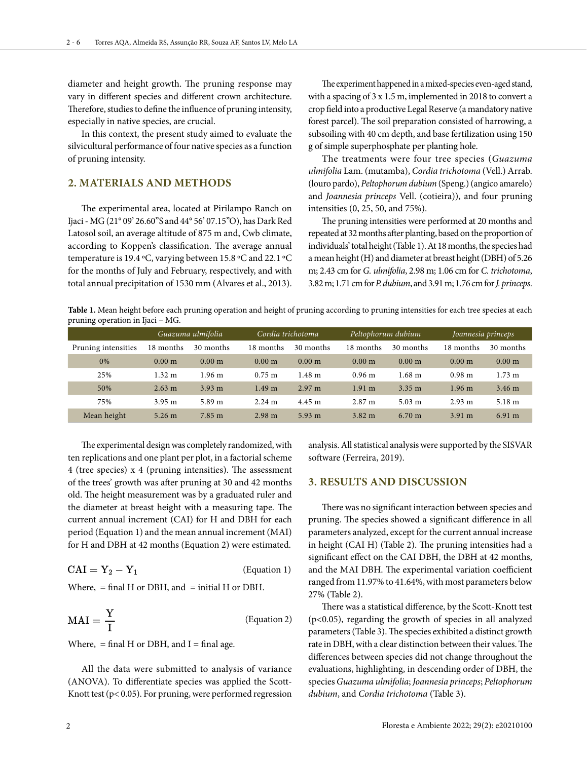diameter and height growth. The pruning response may vary in different species and different crown architecture. Therefore, studies to define the influence of pruning intensity, especially in native species, are crucial.

In this context, the present study aimed to evaluate the silvicultural performance of four native species as a function of pruning intensity.

## 2. MATERIALS AND METHODS

The experimental area, located at Pirilampo Ranch on Ijaci - MG (21° 09' 26.60"S and 44° 56' 07.15"O), has Dark Red Latosol soil, an average altitude of 875 m and, Cwb climate, according to Koppen's classification. The average annual temperature is 19.4 ºC, varying between 15.8 ºC and 22.1 ºC for the months of July and February, respectively, and with total annual precipitation of 1530 mm (Alvares et al., 2013).

The experiment happened in a mixed-species even-aged stand, with a spacing of 3 x 1.5 m, implemented in 2018 to convert a crop field into a productive Legal Reserve (a mandatory native forest parcel). The soil preparation consisted of harrowing, a subsoiling with 40 cm depth, and base fertilization using 150 g of simple superphosphate per planting hole.

The treatments were four tree species (*Guazuma ulmifolia* Lam. (mutamba), *Cordia trichotoma* (Vell.) Arrab. (louro pardo), *Peltophorum dubium* (Speng.) (angico amarelo) and *Joannesia princeps* Vell. (cotieira)), and four pruning intensities (0, 25, 50, and 75%).

The pruning intensities were performed at 20 months and repeated at 32 months after planting, based on the proportion of individuals' total height (Table 1). At 18 months, the species had a mean height (H) and diameter at breast height (DBH) of 5.26 m; 2.43 cm for *G. ulmifolia*, 2.98 m; 1.06 cm for *C. trichotoma*, 3.82 m; 1.71 cm for *P. dubium*, and 3.91 m; 1.76 cm for *J. princeps*.

**Table 1.** Mean height before each pruning operation and height of pruning according to pruning intensities for each tree species at each pruning operation in Ijaci – MG.

| | *Guazuma ulmifolia* | | *Cordia trichotoma* | | *Peltophorum dubium* | | *Joannesia princeps* | |
|---|---|---|---|---|---|---|---|---|
| Pruning intensities | 18 months | 30 months | 18 months | 30 months | 18 months | 30 months | 18 months | 30 months |
| 0% | 0.00 m | 0.00 m | 0.00 m | 0.00 m | 0.00 m | 0.00 m | 0.00 m | 0.00 m |
| 25% | 1.32 m | 1.96 m | 0.75 m | 1.48 m | 0.96 m | 1.68 m | 0.98 m | 1.73 m |
| 50% | 2.63 m | 3.93 m | 1.49 m | 2.97 m | 1.91 m | 3.35 m | 1.96 m | 3.46 m |
| 75% | 3.95 m | 5.89 m | 2.24 m | 4.45 m | 2.87 m | 5.03 m | 2.93 m | 5.18 m |
| Mean height | 5.26 m | 7.85 m | 2.98 m | 5.93 m | 3.82 m | 6.70 m | 3.91 m | 6.91 m |

The experimental design was completely randomized, with ten replications and one plant per plot, in a factorial scheme 4 (tree species) x 4 (pruning intensities). The assessment of the trees' growth was after pruning at 30 and 42 months old. The height measurement was by a graduated ruler and the diameter at breast height with a measuring tape. The current annual increment (CAI) for H and DBH for each period (Equation 1) and the mean annual increment (MAI) for H and DBH at 42 months (Equation 2) were estimated.

$$CAI = Y_2 - Y_1 \quad \text{(Equation 1)}$$

Where, = final H or DBH, and = initial H or DBH.

$$MAI = \frac{Y}{I} \quad \text{(Equation 2)}$$

Where, = final H or DBH, and I = final age.

All the data were submitted to analysis of variance (ANOVA). To differentiate species was applied the Scott-Knott test ($p < 0.05$). For pruning, were performed regression analysis. All statistical analysis were supported by the SISVAR software (Ferreira, 2019).

## 3. RESULTS AND DISCUSSION

There was no significant interaction between species and pruning. The species showed a significant difference in all parameters analyzed, except for the current annual increase in height (CAI H) (Table 2). The pruning intensities had a significant effect on the CAI DBH, the DBH at 42 months, and the MAI DBH. The experimental variation coefficient ranged from 11.97% to 41.64%, with most parameters below 27% (Table 2).

There was a statistical difference, by the Scott-Knott test ($p<0.05$), regarding the growth of species in all analyzed parameters (Table 3). The species exhibited a distinct growth rate in DBH, with a clear distinction between their values. The differences between species did not change throughout the evaluations, highlighting, in descending order of DBH, the species *Guazuma ulmifolia*; *Joannesia princeps*; *Peltophorum dubium*, and *Cordia trichotoma* (Table 3).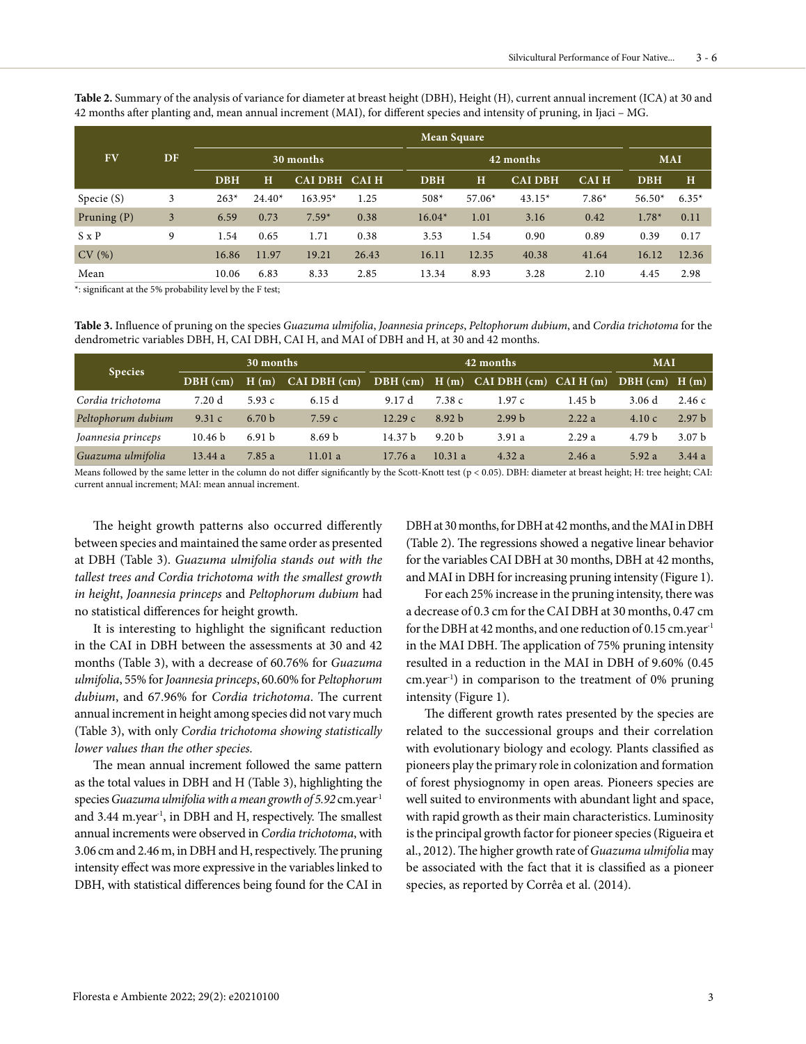**Table 2.** Summary of the analysis of variance for diameter at breast height (DBH), Height (H), current annual increment (ICA) at 30 and 42 months after planting and, mean annual increment (MAI), for different species and intensity of pruning, in Ijaci – MG.

| FV | DF | Mean Square | | | | | | | | | |
|---|---|---|---|---|---|---|---|---|---|---|---|
| | | 30 months | | | | 42 months | | | | MAI | |
| | | DBH | H | CAI DBH | CAI H | DBH | H | CAI DBH | CAI H | DBH | H |
| Specie (S) | 3 | 263* | 24.40* | 163.95* | 1.25 | 508* | 57.06* | 43.15* | 7.86* | 56.50* | 6.35* |
| Pruning (P) | 3 | 6.59 | 0.73 | 7.59* | 0.38 | 16.04* | 1.01 | 3.16 | 0.42 | 1.78* | 0.11 |
| S x P | 9 | 1.54 | 0.65 | 1.71 | 0.38 | 3.53 | 1.54 | 0.90 | 0.89 | 0.39 | 0.17 |
| CV (%) | | 16.86 | 11.97 | 19.21 | 26.43 | 16.11 | 12.35 | 40.38 | 41.64 | 16.12 | 12.36 |
| Mean | | 10.06 | 6.83 | 8.33 | 2.85 | 13.34 | 8.93 | 3.28 | 2.10 | 4.45 | 2.98 |

*: significant at the 5% probability level by the F test;

**Table 3.** Influence of pruning on the species *Guazuma ulmifolia*, *Joannesia princeps*, *Peltophorum dubium*, and *Cordia trichotoma* for the dendrometric variables DBH, H, CAI DBH, CAI H, and MAI of DBH and H, at 30 and 42 months.

| Species | 30 months | | | 42 months | | | | MAI | |
|---|---|---|---|---|---|---|---|---|---|
| | DBH (cm) | H (m) | CAI DBH (cm) | DBH (cm) | H (m) | CAI DBH (cm) | CAI H (m) | DBH (cm) | H (m) |
| *Cordia trichotoma* | 7.20 d | 5.93 c | 6.15 d | 9.17 d | 7.38 c | 1.97 c | 1.45 b | 3.06 d | 2.46 c |
| *Peltophorum dubium* | 9.31 c | 6.70 b | 7.59 c | 12.29 c | 8.92 b | 2.99 b | 2.22 a | 4.10 c | 2.97 b |
| *Joannesia princeps* | 10.46 b | 6.91 b | 8.69 b | 14.37 b | 9.20 b | 3.91 a | 2.29 a | 4.79 b | 3.07 b |
| *Guazuma ulmifolia* | 13.44 a | 7.85 a | 11.01 a | 17.76 a | 10.31 a | 4.32 a | 2.46 a | 5.92 a | 3.44 a |

Means followed by the same letter in the column do not differ significantly by the Scott-Knott test ($p < 0.05$). DBH: diameter at breast height; H: tree height; CAI: current annual increment; MAI: mean annual increment.

The height growth patterns also occurred differently between species and maintained the same order as presented at DBH (Table 3). *Guazuma ulmifolia stands out with the tallest trees and Cordia trichotoma with the smallest growth in height*, *Joannesia princeps* and *Peltophorum dubium* had no statistical differences for height growth.

It is interesting to highlight the significant reduction in the CAI in DBH between the assessments at 30 and 42 months (Table 3), with a decrease of 60.76% for *Guazuma ulmifolia*, 55% for *Joannesia princeps*, 60.60% for *Peltophorum dubium*, and 67.96% for *Cordia trichotoma*. The current annual increment in height among species did not vary much (Table 3), with only *Cordia trichotoma showing statistically lower values than the other species.*

The mean annual increment followed the same pattern as the total values in DBH and H (Table 3), highlighting the species *Guazuma ulmifolia with a mean growth of 5.92* cm.year$^{-1}$ and 3.44 m.year$^{-1}$, in DBH and H, respectively. The smallest annual increments were observed in *Cordia trichotoma*, with 3.06 cm and 2.46 m, in DBH and H, respectively. The pruning intensity effect was more expressive in the variables linked to DBH, with statistical differences being found for the CAI in DBH at 30 months, for DBH at 42 months, and the MAI in DBH (Table 2). The regressions showed a negative linear behavior for the variables CAI DBH at 30 months, DBH at 42 months, and MAI in DBH for increasing pruning intensity (Figure 1).

For each 25% increase in the pruning intensity, there was a decrease of 0.3 cm for the CAI DBH at 30 months, 0.47 cm for the DBH at 42 months, and one reduction of 0.15 cm.year$^{-1}$ in the MAI DBH. The application of 75% pruning intensity resulted in a reduction in the MAI in DBH of 9.60% (0.45 cm.year$^{-1}$) in comparison to the treatment of 0% pruning intensity (Figure 1).

The different growth rates presented by the species are related to the successional groups and their correlation with evolutionary biology and ecology. Plants classified as pioneers play the primary role in colonization and formation of forest physiognomy in open areas. Pioneers species are well suited to environments with abundant light and space, with rapid growth as their main characteristics. Luminosity is the principal growth factor for pioneer species (Rigueira et al., 2012). The higher growth rate of *Guazuma ulmifolia* may be associated with the fact that it is classified as a pioneer species, as reported by Corrêa et al. (2014).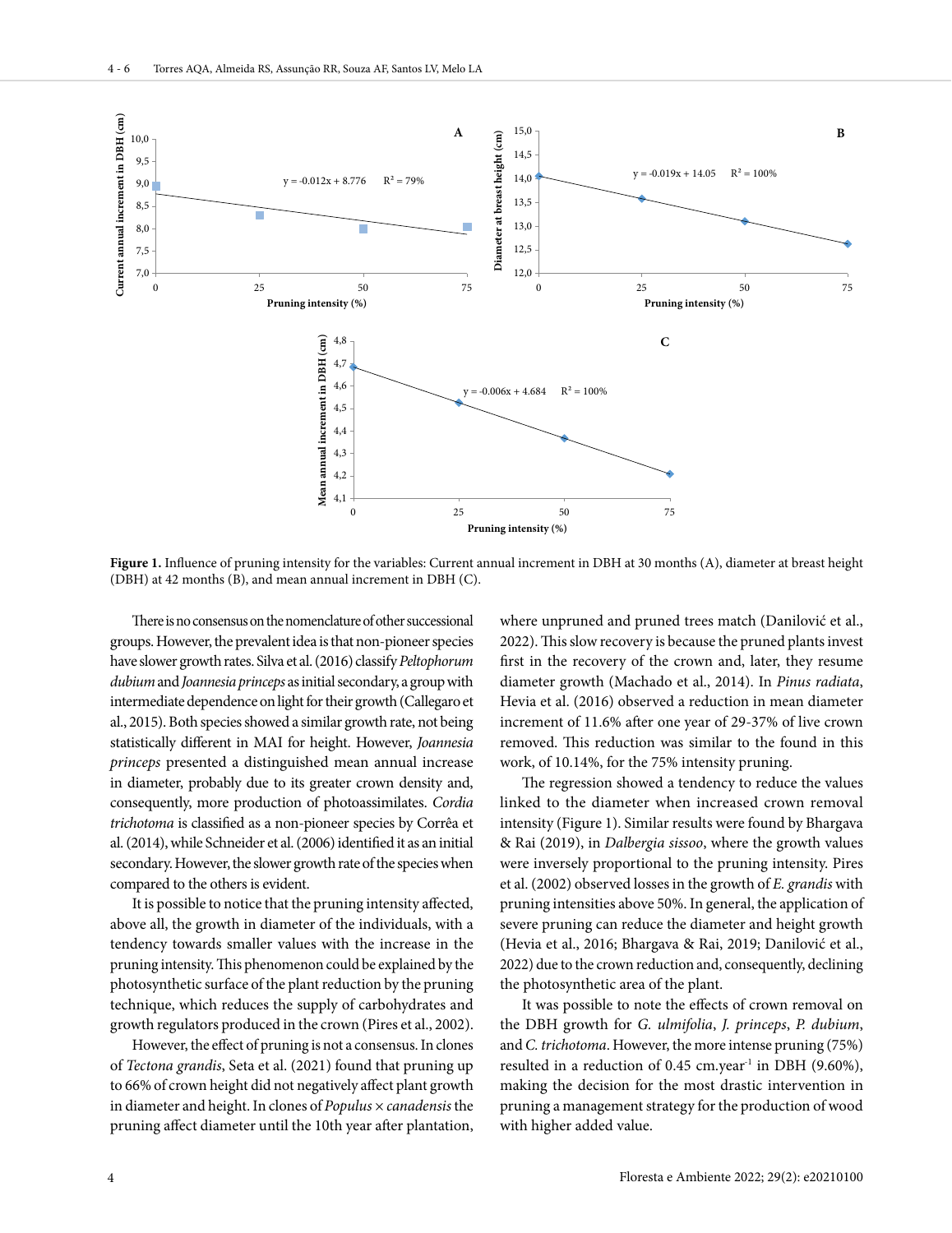**Figure 1.** Influence of pruning intensity for the variables: Current annual increment in DBH at 30 months (A), diameter at breast height (DBH) at 42 months (B), and mean annual increment in DBH (C).

There is no consensus on the nomenclature of other successional groups. However, the prevalent idea is that non-pioneer species have slower growth rates. Silva et al. (2016) classify *Peltophorum dubium* and *Joannesia princeps* as initial secondary, a group with intermediate dependence on light for their growth (Callegaro et al., 2015). Both species showed a similar growth rate, not being statistically different in MAI for height. However, *Joannesia princeps* presented a distinguished mean annual increase in diameter, probably due to its greater crown density and, consequently, more production of photoassimilates. *Cordia trichotoma* is classified as a non-pioneer species by Corrêa et al. (2014), while Schneider et al. (2006) identified it as an initial secondary. However, the slower growth rate of the species when compared to the others is evident.

It is possible to notice that the pruning intensity affected, above all, the growth in diameter of the individuals, with a tendency towards smaller values with the increase in the pruning intensity. This phenomenon could be explained by the photosynthetic surface of the plant reduction by the pruning technique, which reduces the supply of carbohydrates and growth regulators produced in the crown (Pires et al., 2002).

However, the effect of pruning is not a consensus. In clones of *Tectona grandis*, Seta et al. (2021) found that pruning up to 66% of crown height did not negatively affect plant growth in diameter and height. In clones of *Populus × canadensis* the pruning affect diameter until the 10th year after plantation, where unpruned and pruned trees match (Danilović et al., 2022). This slow recovery is because the pruned plants invest first in the recovery of the crown and, later, they resume diameter growth (Machado et al., 2014). In *Pinus radiata*, Hevia et al. (2016) observed a reduction in mean diameter increment of 11.6% after one year of 29-37% of live crown removed. This reduction was similar to the found in this work, of 10.14%, for the 75% intensity pruning.

The regression showed a tendency to reduce the values linked to the diameter when increased crown removal intensity (Figure 1). Similar results were found by Bhargava & Rai (2019), in *Dalbergia sissoo*, where the growth values were inversely proportional to the pruning intensity. Pires et al. (2002) observed losses in the growth of *E. grandis* with pruning intensities above 50%. In general, the application of severe pruning can reduce the diameter and height growth (Hevia et al., 2016; Bhargava & Rai, 2019; Danilović et al., 2022) due to the crown reduction and, consequently, declining the photosynthetic area of the plant.

It was possible to note the effects of crown removal on the DBH growth for *G. ulmifolia*, *J. princeps*, *P. dubium*, and *C. trichotoma*. However, the more intense pruning (75%) resulted in a reduction of 0.45 cm.year$^{-1}$ in DBH (9.60%), making the decision for the most drastic intervention in pruning a management strategy for the production of wood with higher added value.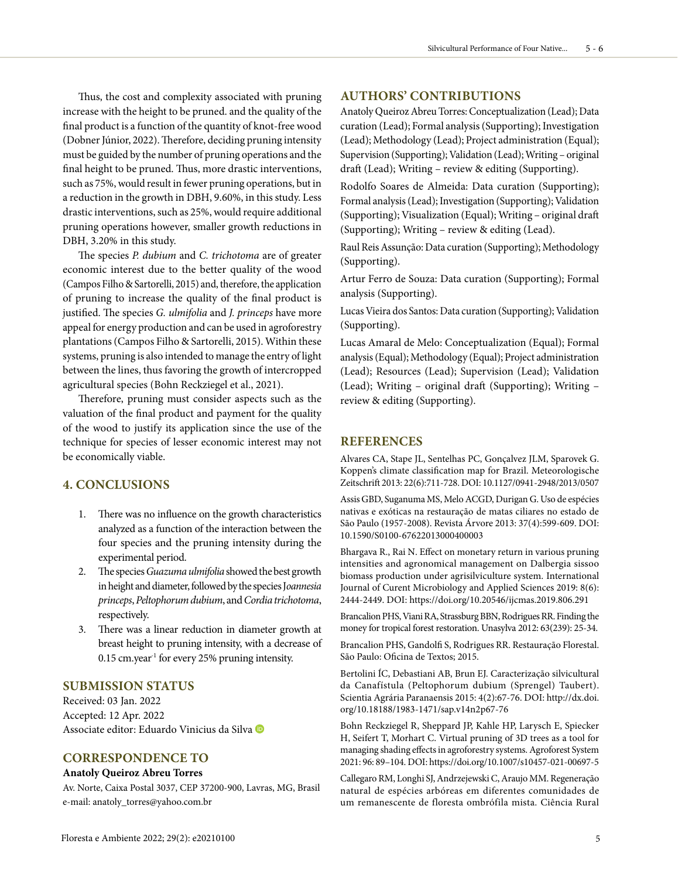Thus, the cost and complexity associated with pruning increase with the height to be pruned. and the quality of the final product is a function of the quantity of knot-free wood (Dobner Júnior, 2022). Therefore, deciding pruning intensity must be guided by the number of pruning operations and the final height to be pruned. Thus, more drastic interventions, such as 75%, would result in fewer pruning operations, but in a reduction in the growth in DBH, 9.60%, in this study. Less drastic interventions, such as 25%, would require additional pruning operations however, smaller growth reductions in DBH, 3.20% in this study.

The species *P. dubium* and *C. trichotoma* are of greater economic interest due to the better quality of the wood (Campos Filho & Sartorelli, 2015) and, therefore, the application of pruning to increase the quality of the final product is justified. The species *G. ulmifolia* and *J. princeps* have more appeal for energy production and can be used in agroforestry plantations (Campos Filho & Sartorelli, 2015). Within these systems, pruning is also intended to manage the entry of light between the lines, thus favoring the growth of intercropped agricultural species (Bohn Reckziegel et al., 2021).

Therefore, pruning must consider aspects such as the valuation of the final product and payment for the quality of the wood to justify its application since the use of the technique for species of lesser economic interest may not be economically viable.

## 4. CONCLUSIONS

1. There was no influence on the growth characteristics analyzed as a function of the interaction between the four species and the pruning intensity during the experimental period.
2. The species *Guazuma ulmifolia* showed the best growth in height and diameter, followed by the species *Joannesia princeps*, *Peltophorum dubium*, and *Cordia trichotoma*, respectively.
3. There was a linear reduction in diameter growth at breast height to pruning intensity, with a decrease of 0.15 $cm.year^{-1}$ for every 25% pruning intensity.

## SUBMISSION STATUS

Received: 03 Jan. 2022
Accepted: 12 Apr. 2022
Associate editor: Eduardo Vinicius da Silva

## CORRESPONDENCE TO

**Anatoly Queiroz Abreu Torres**

Av. Norte, Caixa Postal 3037, CEP 37200-900, Lavras, MG, Brasil
e-mail: anatoly_torres@yahoo.com.br

## AUTHORS' CONTRIBUTIONS

Anatoly Queiroz Abreu Torres: Conceptualization (Lead); Data curation (Lead); Formal analysis (Supporting); Investigation (Lead); Methodology (Lead); Project administration (Equal); Supervision (Supporting); Validation (Lead); Writing – original draft (Lead); Writing – review & editing (Supporting).

Rodolfo Soares de Almeida: Data curation (Supporting); Formal analysis (Lead); Investigation (Supporting); Validation (Supporting); Visualization (Equal); Writing – original draft (Supporting); Writing – review & editing (Lead).

Raul Reis Assunção: Data curation (Supporting); Methodology (Supporting).

Artur Ferro de Souza: Data curation (Supporting); Formal analysis (Supporting).

Lucas Vieira dos Santos: Data curation (Supporting); Validation (Supporting).

Lucas Amaral de Melo: Conceptualization (Equal); Formal analysis (Equal); Methodology (Equal); Project administration (Lead); Resources (Lead); Supervision (Lead); Validation (Lead); Writing – original draft (Supporting); Writing – review & editing (Supporting).

## REFERENCES

Alvares CA, Stape JL, Sentelhas PC, Gonçalvez JLM, Sparovek G. Koppen's climate classification map for Brazil. Meteorologische Zeitschrift 2013: 22(6):711-728. DOI: 10.1127/0941-2948/2013/0507

Assis GBD, Suganuma MS, Melo ACGD, Durigan G. Uso de espécies nativas e exóticas na restauração de matas ciliares no estado de São Paulo (1957-2008). Revista Árvore 2013: 37(4):599-609. DOI: 10.1590/S0100-67622013000400003

Bhargava R., Rai N. Effect on monetary return in various pruning intensities and agronomical management on Dalbergia sissoo biomass production under agrisilviculture system. International Journal of Curent Microbiology and Applied Sciences 2019: 8(6): 2444-2449. DOI: https://doi.org/10.20546/ijcmas.2019.806.291

Brancalion PHS, Viani RA, Strassburg BBN, Rodrigues RR. Finding the money for tropical forest restoration. Unasylva 2012: 63(239): 25-34.

Brancalion PHS, Gandolfi S, Rodrigues RR. Restauração Florestal. São Paulo: Oficina de Textos; 2015.

Bertolini ÍC, Debastiani AB, Brun EJ. Caracterização silvicultural da Canafístula (Peltophorum dubium (Sprengel) Taubert). Scientia Agrária Paranaensis 2015: 4(2):67-76. DOI: http://dx.doi.org/10.18188/1983-1471/sap.v14n2p67-76

Bohn Reckziegel R, Sheppard JP, Kahle HP, Larysch E, Spiecker H, Seifert T, Morhart C. Virtual pruning of 3D trees as a tool for managing shading effects in agroforestry systems. Agroforest System 2021: 96: 89–104. DOI: https://doi.org/10.1007/s10457-021-00697-5

Callegaro RM, Longhi SJ, Andrzejewski C, Araujo MM. Regeneração natural de espécies arbóreas em diferentes comunidades de um remanescente de floresta ombrófila mista. Ciência Rural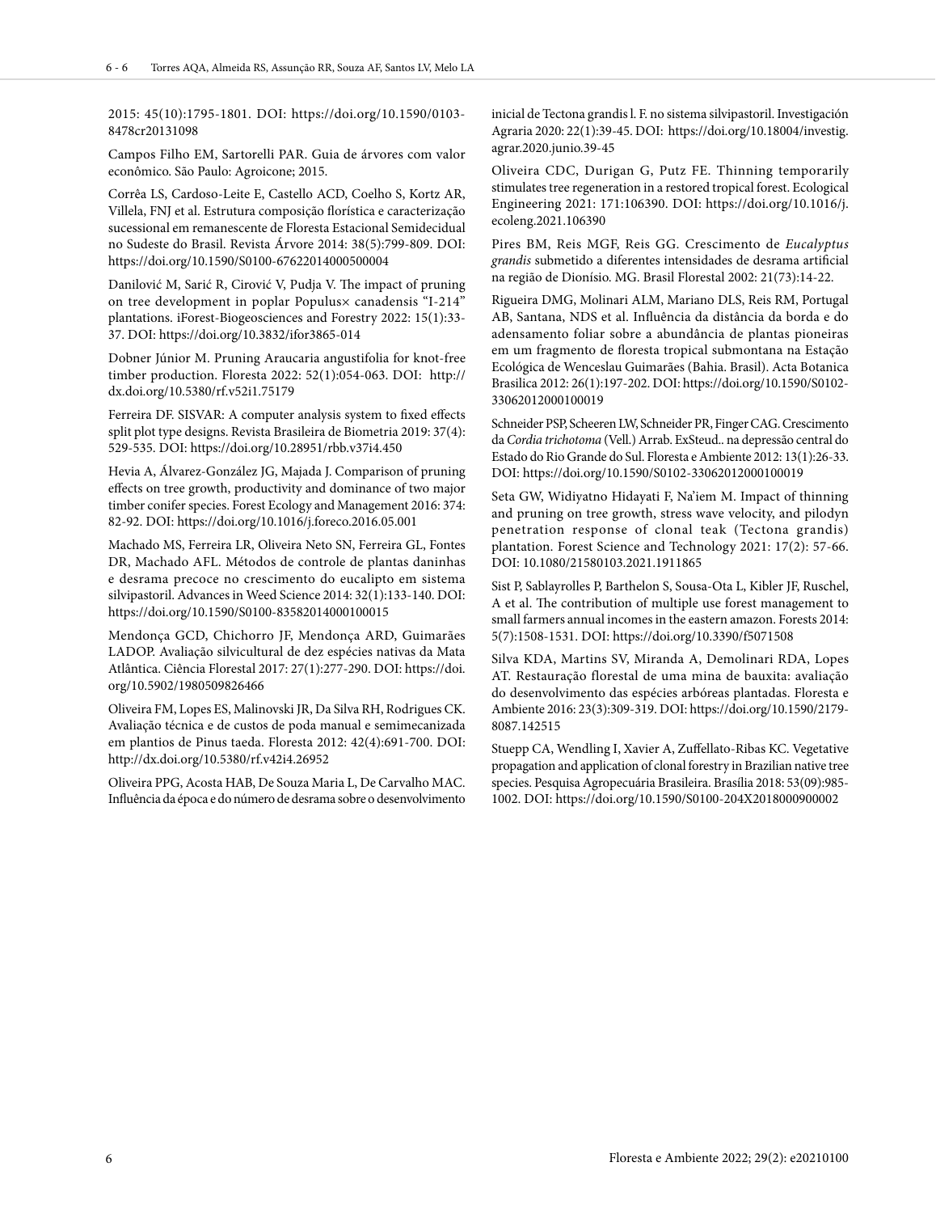2015: 45(10):1795-1801. DOI: https://doi.org/10.1590/0103-8478cr20131098

Campos Filho EM, Sartorelli PAR. Guia de árvores com valor econômico. São Paulo: Agroicone; 2015.

Corrêa LS, Cardoso-Leite E, Castello ACD, Coelho S, Kortz AR, Villela, FNJ et al. Estrutura composição florística e caracterização sucessional em remanescente de Floresta Estacional Semidecidual no Sudeste do Brasil. Revista Árvore 2014: 38(5):799-809. DOI: https://doi.org/10.1590/S0100-67622014000500004

Danilović M, Sarić R, Cirović V, Pudja V. The impact of pruning on tree development in poplar Populus× canadensis "I-214" plantations. iForest-Biogeosciences and Forestry 2022: 15(1):33-37. DOI: https://doi.org/10.3832/ifor3865-014

Dobner Júnior M. Pruning Araucaria angustifolia for knot-free timber production. Floresta 2022: 52(1):054-063. DOI: http://dx.doi.org/10.5380/rf.v52i1.75179

Ferreira DF. SISVAR: A computer analysis system to fixed effects split plot type designs. Revista Brasileira de Biometria 2019: 37(4): 529-535. DOI: https://doi.org/10.28951/rbb.v37i4.450

Hevia A, Álvarez-González JG, Majada J. Comparison of pruning effects on tree growth, productivity and dominance of two major timber conifer species. Forest Ecology and Management 2016: 374: 82-92. DOI: https://doi.org/10.1016/j.foreco.2016.05.001

Machado MS, Ferreira LR, Oliveira Neto SN, Ferreira GL, Fontes DR, Machado AFL. Métodos de controle de plantas daninhas e desrama precoce no crescimento do eucalipto em sistema silvipastoril. Advances in Weed Science 2014: 32(1):133-140. DOI: https://doi.org/10.1590/S0100-83582014000100015

Mendonça GCD, Chichorro JF, Mendonça ARD, Guimarães LADOP. Avaliação silvicultural de dez espécies nativas da Mata Atlântica. Ciência Florestal 2017: 27(1):277-290. DOI: https://doi.org/10.5902/1980509826466

Oliveira FM, Lopes ES, Malinovski JR, Da Silva RH, Rodrigues CK. Avaliação técnica e de custos de poda manual e semimecanizada em plantios de Pinus taeda. Floresta 2012: 42(4):691-700. DOI: http://dx.doi.org/10.5380/rf.v42i4.26952

Oliveira PPG, Acosta HAB, De Souza Maria L, De Carvalho MAC. Influência da época e do número de desrama sobre o desenvolvimento inicial de Tectona grandis l. F. no sistema silvipastoril. Investigación Agraria 2020: 22(1):39-45. DOI: https://doi.org/10.18004/investig.agrar.2020.junio.39-45

Oliveira CDC, Durigan G, Putz FE. Thinning temporarily stimulates tree regeneration in a restored tropical forest. Ecological Engineering 2021: 171:106390. DOI: https://doi.org/10.1016/j.ecoleng.2021.106390

Pires BM, Reis MGF, Reis GG. Crescimento de *Eucalyptus grandis* submetido a diferentes intensidades de desrama artificial na região de Dionísio. MG. Brasil Florestal 2002: 21(73):14-22.

Rigueira DMG, Molinari ALM, Mariano DLS, Reis RM, Portugal AB, Santana, NDS et al. Influência da distância da borda e do adensamento foliar sobre a abundância de plantas pioneiras em um fragmento de floresta tropical submontana na Estação Ecológica de Wenceslau Guimarães (Bahia. Brasil). Acta Botanica Brasilica 2012: 26(1):197-202. DOI: https://doi.org/10.1590/S0102-33062012000100019

Schneider PSP, Scheeren LW, Schneider PR, Finger CAG. Crescimento da *Cordia trichotoma* (Vell.) Arrab. ExSteud.. na depressão central do Estado do Rio Grande do Sul. Floresta e Ambiente 2012: 13(1):26-33. DOI: https://doi.org/10.1590/S0102-33062012000100019

Seta GW, Widiyatno Hidayati F, Na'iem M. Impact of thinning and pruning on tree growth, stress wave velocity, and pilodyn penetration response of clonal teak (Tectona grandis) plantation. Forest Science and Technology 2021: 17(2): 57-66. DOI: 10.1080/21580103.2021.1911865

Sist P, Sablayrolles P, Barthelon S, Sousa-Ota L, Kibler JF, Ruschel, A et al. The contribution of multiple use forest management to small farmers annual incomes in the eastern amazon. Forests 2014: 5(7):1508-1531. DOI: https://doi.org/10.3390/f5071508

Silva KDA, Martins SV, Miranda A, Demolinari RDA, Lopes AT. Restauração florestal de uma mina de bauxita: avaliação do desenvolvimento das espécies arbóreas plantadas. Floresta e Ambiente 2016: 23(3):309-319. DOI: https://doi.org/10.1590/2179-8087.142515

Stuepp CA, Wendling I, Xavier A, Zuffellato-Ribas KC. Vegetative propagation and application of clonal forestry in Brazilian native tree species. Pesquisa Agropecuária Brasileira. Brasília 2018: 53(09):985-1002. DOI: https://doi.org/10.1590/S0100-204X2018000900002